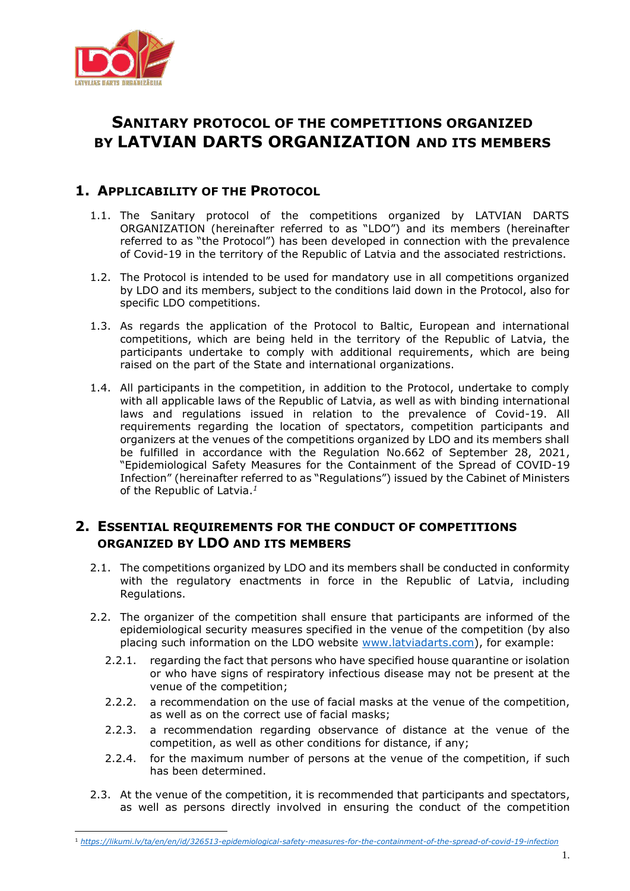# SANITARY PROTOCOL OF THE COMPETITIONS ORGANIZED BY LATVIAN DARTS ORGANIZATION AND ITS MEMBERS

## 1. APPLICABILITY OF THE PROTOCOL

1.1. The Sanitary protocol of the competitions organized by LATVIAN DARTS ORGANIZATION (hereinafter referred to as "LDO") and its members (hereinafter referred to as "the Protocol") has been developed in connection with the prevalence of Covid-19 in the territory of the Republic of Latvia and the associated restrictions.

1.2. The Protocol is intended to be used for mandatory use in all competitions organized by LDO and its members, subject to the conditions laid down in the Protocol, also for specific LDO competitions.

1.3. As regards the application of the Protocol to Baltic, European and international competitions, which are being held in the territory of the Republic of Latvia, the participants undertake to comply with additional requirements, which are being raised on the part of the State and international organizations.

1.4. All participants in the competition, in addition to the Protocol, undertake to comply with all applicable laws of the Republic of Latvia, as well as with binding international laws and regulations issued in relation to the prevalence of Covid-19. All requirements regarding the location of spectators, competition participants and organizers at the venues of the competitions organized by LDO and its members shall be fulfilled in accordance with the Regulation No.662 of September 28, 2021, "Epidemiological Safety Measures for the Containment of the Spread of COVID-19 Infection" (hereinafter referred to as "Regulations") issued by the Cabinet of Ministers of the Republic of Latvia.[1]

## 2. ESSENTIAL REQUIREMENTS FOR THE CONDUCT OF COMPETITIONS ORGANIZED BY LDO AND ITS MEMBERS

2.1. The competitions organized by LDO and its members shall be conducted in conformity with the regulatory enactments in force in the Republic of Latvia, including Regulations.

2.2. The organizer of the competition shall ensure that participants are informed of the epidemiological security measures specified in the venue of the competition (by also placing such information on the LDO website [www.latviadarts.com](www.latviadarts.com)), for example:

- 2.2.1. regarding the fact that persons who have specified house quarantine or isolation or who have signs of respiratory infectious disease may not be present at the venue of the competition;
- 2.2.2. a recommendation on the use of facial masks at the venue of the competition, as well as on the correct use of facial masks;
- 2.2.3. a recommendation regarding observance of distance at the venue of the competition, as well as other conditions for distance, if any;
- 2.2.4. for the maximum number of persons at the venue of the competition, if such has been determined.

2.3. At the venue of the competition, it is recommended that participants and spectators, as well as persons directly involved in ensuring the conduct of the competition

---

[1] *https://likumi.lv/ta/en/en/id/326513-epidemiological-safety-measures-for-the-containment-of-the-spread-of-covid-19-infection*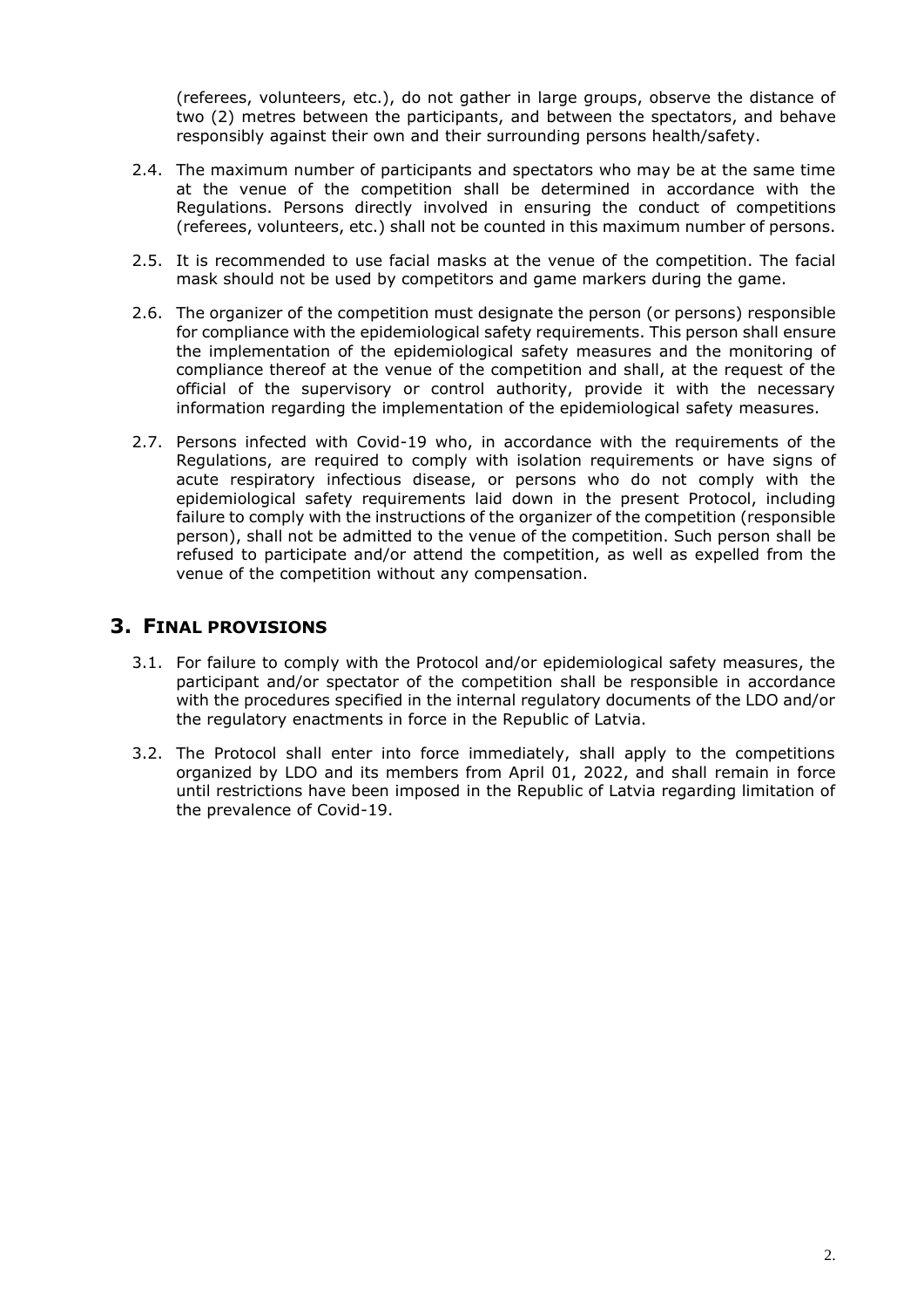(referees, volunteers, etc.), do not gather in large groups, observe the distance of two (2) metres between the participants, and between the spectators, and behave responsibly against their own and their surrounding persons health/safety.

2.4. The maximum number of participants and spectators who may be at the same time at the venue of the competition shall be determined in accordance with the Regulations. Persons directly involved in ensuring the conduct of competitions (referees, volunteers, etc.) shall not be counted in this maximum number of persons.

2.5. It is recommended to use facial masks at the venue of the competition. The facial mask should not be used by competitors and game markers during the game.

2.6. The organizer of the competition must designate the person (or persons) responsible for compliance with the epidemiological safety requirements. This person shall ensure the implementation of the epidemiological safety measures and the monitoring of compliance thereof at the venue of the competition and shall, at the request of the official of the supervisory or control authority, provide it with the necessary information regarding the implementation of the epidemiological safety measures.

2.7. Persons infected with Covid-19 who, in accordance with the requirements of the Regulations, are required to comply with isolation requirements or have signs of acute respiratory infectious disease, or persons who do not comply with the epidemiological safety requirements laid down in the present Protocol, including failure to comply with the instructions of the organizer of the competition (responsible person), shall not be admitted to the venue of the competition. Such person shall be refused to participate and/or attend the competition, as well as expelled from the venue of the competition without any compensation.

## 3. FINAL PROVISIONS

3.1. For failure to comply with the Protocol and/or epidemiological safety measures, the participant and/or spectator of the competition shall be responsible in accordance with the procedures specified in the internal regulatory documents of the LDO and/or the regulatory enactments in force in the Republic of Latvia.

3.2. The Protocol shall enter into force immediately, shall apply to the competitions organized by LDO and its members from April 01, 2022, and shall remain in force until restrictions have been imposed in the Republic of Latvia regarding limitation of the prevalence of Covid-19.